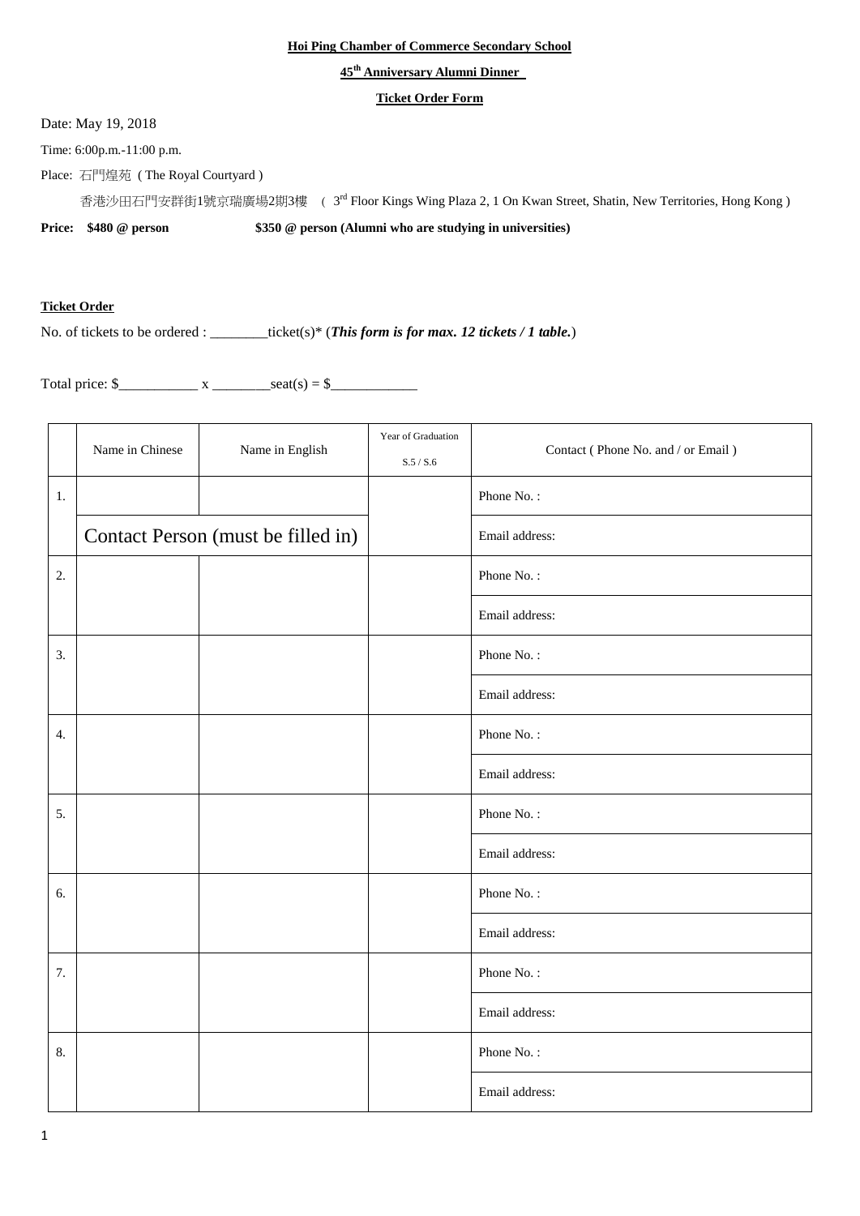**Hoi Ping Chamber of Commerce Secondary School**

**45th Anniversary Alumni Dinner**

**Ticket Order Form**

Date: May 19, 2018

Time: 6:00p.m.-11:00 p.m.

Place: 石門煌苑 ( The Royal Courtyard )

香港沙田石門安群街1號京瑞廣場2期3樓 ( 3rd Floor Kings Wing Plaza 2, 1 On Kwan Street, Shatin, New Territories, Hong Kong )

**Price: $480 @ person** **$350 @ person (Alumni who are studying in universities)**

**Ticket Order**

No. of tickets to be ordered : ________ticket(s)* (***This form is for max. 12 tickets / 1 table.***)

Total price: $___________ x ________seat(s) = $____________

| | Name in Chinese | Name in English | Year of Graduation S.5 / S.6 | Contact ( Phone No. and / or Email ) |
|---|---|---|---|---|
| 1. | | | | Phone No. : |
| | Contact Person (must be filled in) | | | Email address: |
| 2. | | | | Phone No. : |
| | | | | Email address: |
| 3. | | | | Phone No. : |
| | | | | Email address: |
| 4. | | | | Phone No. : |
| | | | | Email address: |
| 5. | | | | Phone No. : |
| | | | | Email address: |
| 6. | | | | Phone No. : |
| | | | | Email address: |
| 7. | | | | Phone No. : |
| | | | | Email address: |
| 8. | | | | Phone No. : |
| | | | | Email address: |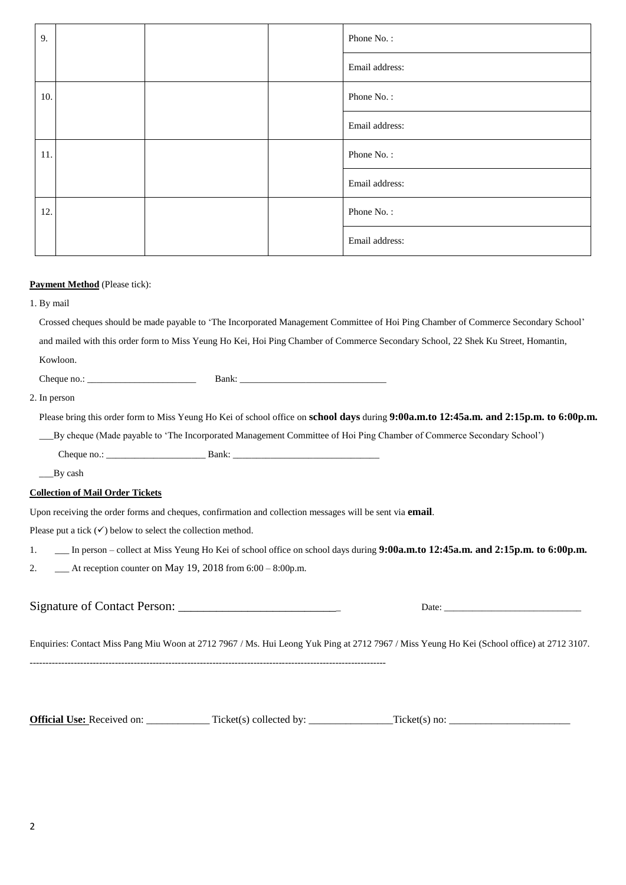| | | | | |
|---|---|---|---|---|
| 9. | | | | Phone No. : |
| | | | | Email address: |
| 10. | | | | Phone No. : |
| | | | | Email address: |
| 11. | | | | Phone No. : |
| | | | | Email address: |
| 12. | | | | Phone No. : |
| | | | | Email address: |

**Payment Method** (Please tick):

1. By mail

   Crossed cheques should be made payable to 'The Incorporated Management Committee of Hoi Ping Chamber of Commerce Secondary School' and mailed with this order form to Miss Yeung Ho Kei, Hoi Ping Chamber of Commerce Secondary School, 22 Shek Ku Street, Homantin, Kowloon.

   Cheque no.: _______________________ Bank: _______________________________

2. In person

   Please bring this order form to Miss Yeung Ho Kei of school office on **school days** during **9:00a.m.to 12:45a.m. and 2:15p.m. to 6:00p.m.**

   ___By cheque (Made payable to 'The Incorporated Management Committee of Hoi Ping Chamber of Commerce Secondary School')

   Cheque no.: _____________________ Bank: _______________________________

   ___By cash

**Collection of Mail Order Tickets**

Upon receiving the order forms and cheques, confirmation and collection messages will be sent via **email**.

Please put a tick (✓) below to select the collection method.

1. ___ In person – collect at Miss Yeung Ho Kei of school office on school days during **9:00a.m.to 12:45a.m. and 2:15p.m. to 6:00p.m.**
2. ___ At reception counter on May 19, 2018 from 6:00 – 8:00p.m.

Signature of Contact Person: ___________________________ Date: ____________________________

Enquiries: Contact Miss Pang Miu Woon at 2712 7967 / Ms. Hui Leong Yuk Ping at 2712 7967 / Miss Yeung Ho Kei (School office) at 2712 3107.

---

**Official Use:** Received on: ____________ Ticket(s) collected by: ________________Ticket(s) no: _______________________